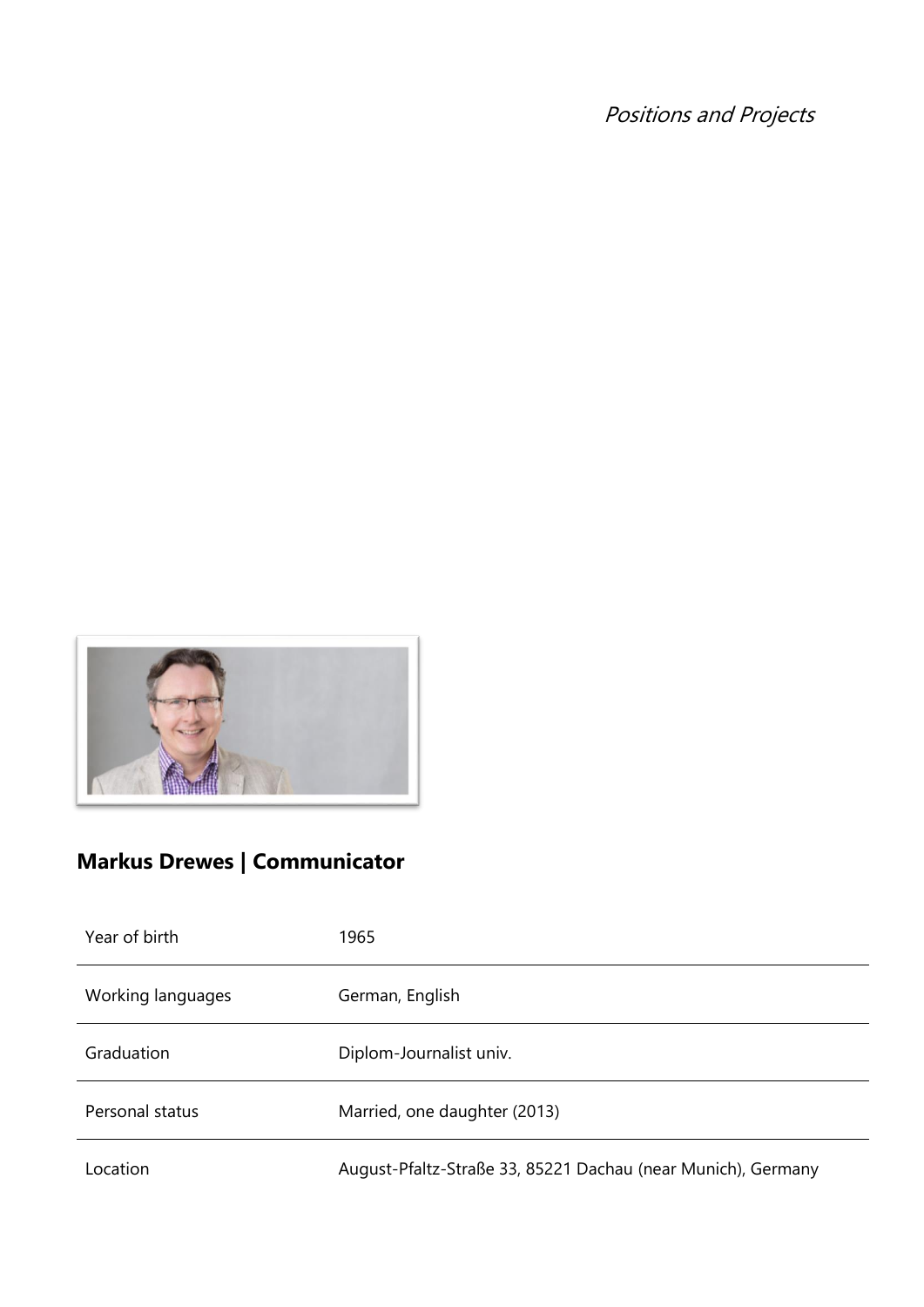*Positions and Projects*

## Markus Drewes | Communicator

| | |
|---|---|
| Year of birth | 1965 |
| Working languages | German, English |
| Graduation | Diplom-Journalist univ. |
| Personal status | Married, one daughter (2013) |
| Location | August-Pfaltz-Straße 33, 85221 Dachau (near Munich), Germany |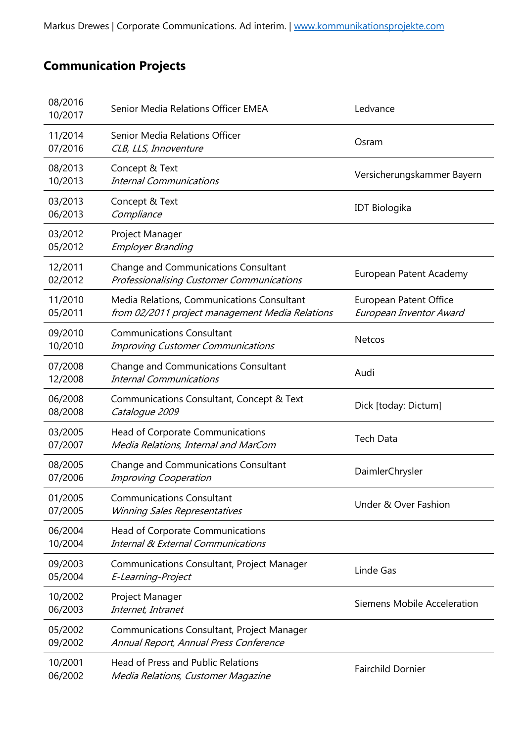## Communication Projects

| | | |
|---|---|---|
| 08/2016<br>10/2017 | Senior Media Relations Officer EMEA | Ledvance |
| 11/2014<br>07/2016 | Senior Media Relations Officer<br>*CLB, LLS, Innoventure* | Osram |
| 08/2013<br>10/2013 | Concept & Text<br>*Internal Communications* | Versicherungskammer Bayern |
| 03/2013<br>06/2013 | Concept & Text<br>*Compliance* | IDT Biologika |
| 03/2012<br>05/2012 | Project Manager<br>*Employer Branding* | |
| 12/2011<br>02/2012 | Change and Communications Consultant<br>*Professionalising Customer Communications* | European Patent Academy |
| 11/2010<br>05/2011 | Media Relations, Communications Consultant<br>*from 02/2011 project management Media Relations* | European Patent Office<br>*European Inventor Award* |
| 09/2010<br>10/2010 | Communications Consultant<br>*Improving Customer Communications* | Netcos |
| 07/2008<br>12/2008 | Change and Communications Consultant<br>*Internal Communications* | Audi |
| 06/2008<br>08/2008 | Communications Consultant, Concept & Text<br>*Catalogue 2009* | Dick [today: Dictum] |
| 03/2005<br>07/2007 | Head of Corporate Communications<br>*Media Relations, Internal and MarCom* | Tech Data |
| 08/2005<br>07/2006 | Change and Communications Consultant<br>*Improving Cooperation* | DaimlerChrysler |
| 01/2005<br>07/2005 | Communications Consultant<br>*Winning Sales Representatives* | Under & Over Fashion |
| 06/2004<br>10/2004 | Head of Corporate Communications<br>*Internal & External Communications* | |
| 09/2003<br>05/2004 | Communications Consultant, Project Manager<br>*E-Learning-Project* | Linde Gas |
| 10/2002<br>06/2003 | Project Manager<br>*Internet, Intranet* | Siemens Mobile Acceleration |
| 05/2002<br>09/2002 | Communications Consultant, Project Manager<br>*Annual Report, Annual Press Conference* | |
| 10/2001<br>06/2002 | Head of Press and Public Relations<br>*Media Relations, Customer Magazine* | Fairchild Dornier |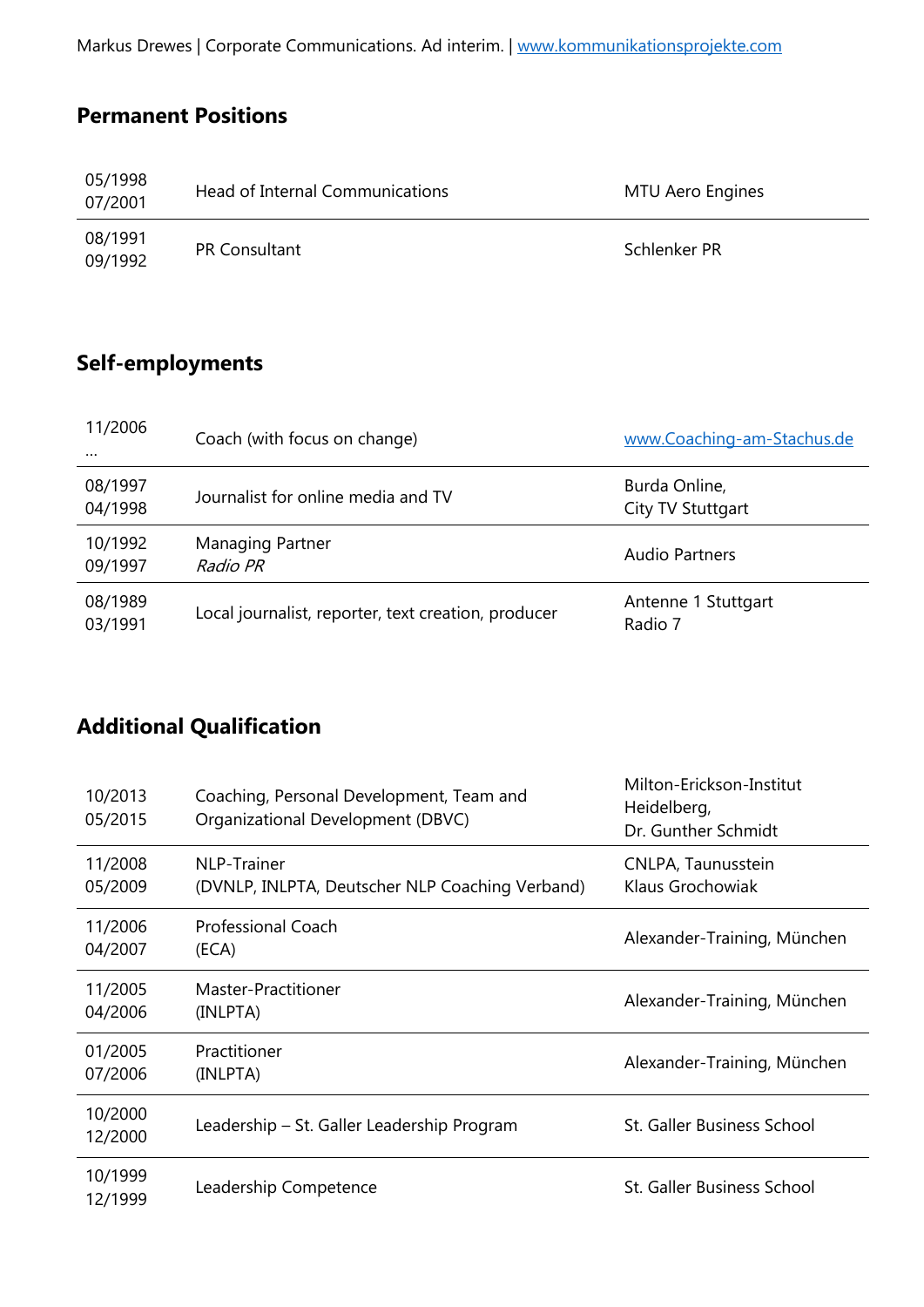## Permanent Positions

| | | |
|---|---|---|
| 05/1998<br>07/2001 | Head of Internal Communications | MTU Aero Engines |
| 08/1991<br>09/1992 | PR Consultant | Schlenker PR |

## Self-employments

| | | |
|---|---|---|
| 11/2006<br>… | Coach (with focus on change) | [www.Coaching-am-Stachus.de](http://www.Coaching-am-Stachus.de) |
| 08/1997<br>04/1998 | Journalist for online media and TV | Burda Online,<br>City TV Stuttgart |
| 10/1992<br>09/1997 | Managing Partner<br>*Radio PR* | Audio Partners |
| 08/1989<br>03/1991 | Local journalist, reporter, text creation, producer | Antenne 1 Stuttgart<br>Radio 7 |

## Additional Qualification

| | | |
|---|---|---|
| 10/2013<br>05/2015 | Coaching, Personal Development, Team and Organizational Development (DBVC) | Milton-Erickson-Institut Heidelberg,<br>Dr. Gunther Schmidt |
| 11/2008<br>05/2009 | NLP-Trainer<br>(DVNLP, INLPTA, Deutscher NLP Coaching Verband) | CNLPA, Taunusstein<br>Klaus Grochowiak |
| 11/2006<br>04/2007 | Professional Coach<br>(ECA) | Alexander-Training, München |
| 11/2005<br>04/2006 | Master-Practitioner<br>(INLPTA) | Alexander-Training, München |
| 01/2005<br>07/2006 | Practitioner<br>(INLPTA) | Alexander-Training, München |
| 10/2000<br>12/2000 | Leadership – St. Galler Leadership Program | St. Galler Business School |
| 10/1999<br>12/1999 | Leadership Competence | St. Galler Business School |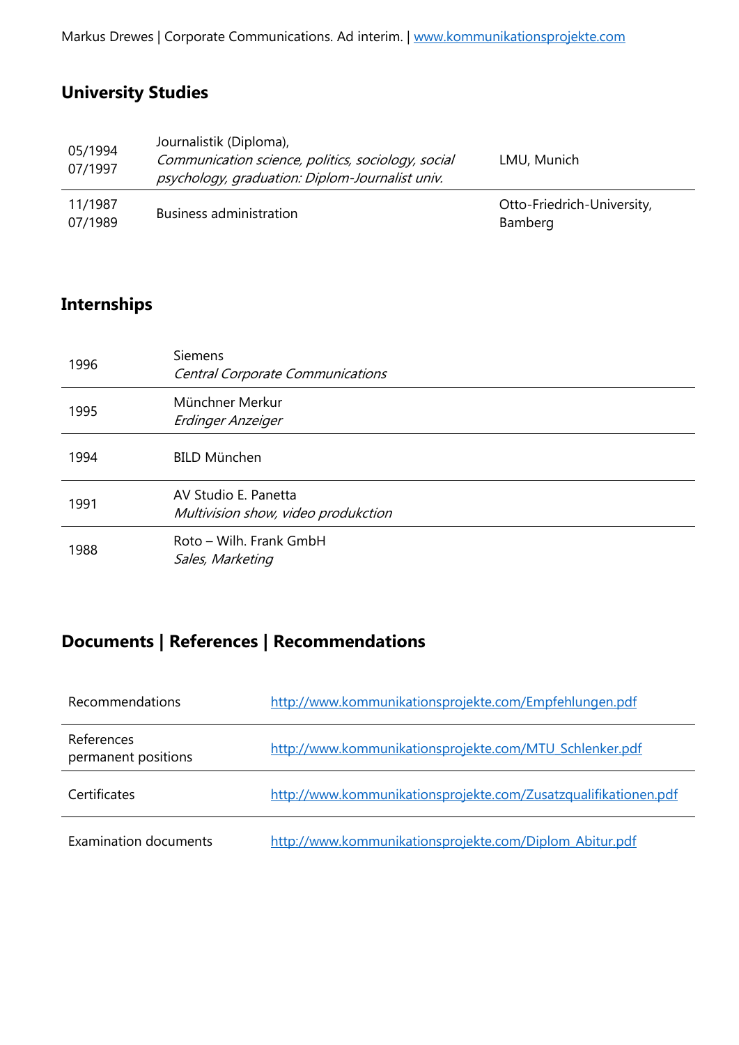## University Studies

| | | |
|---|---|---|
| 05/1994<br>07/1997 | Journalistik (Diploma),<br>*Communication science, politics, sociology, social psychology, graduation: Diplom-Journalist univ.* | LMU, Munich |
| 11/1987<br>07/1989 | Business administration | Otto-Friedrich-University, Bamberg |

## Internships

| | |
|---|---|
| 1996 | Siemens<br>*Central Corporate Communications* |
| 1995 | Münchner Merkur<br>*Erdinger Anzeiger* |
| 1994 | BILD München |
| 1991 | AV Studio E. Panetta<br>*Multivision show, video produkction* |
| 1988 | Roto – Wilh. Frank GmbH<br>*Sales, Marketing* |

## Documents | References | Recommendations

| | |
|---|---|
| Recommendations | http://www.kommunikationsprojekte.com/Empfehlungen.pdf |
| References<br>permanent positions | http://www.kommunikationsprojekte.com/MTU_Schlenker.pdf |
| Certificates | http://www.kommunikationsprojekte.com/Zusatzqualifikationen.pdf |
| Examination documents | http://www.kommunikationsprojekte.com/Diplom_Abitur.pdf |